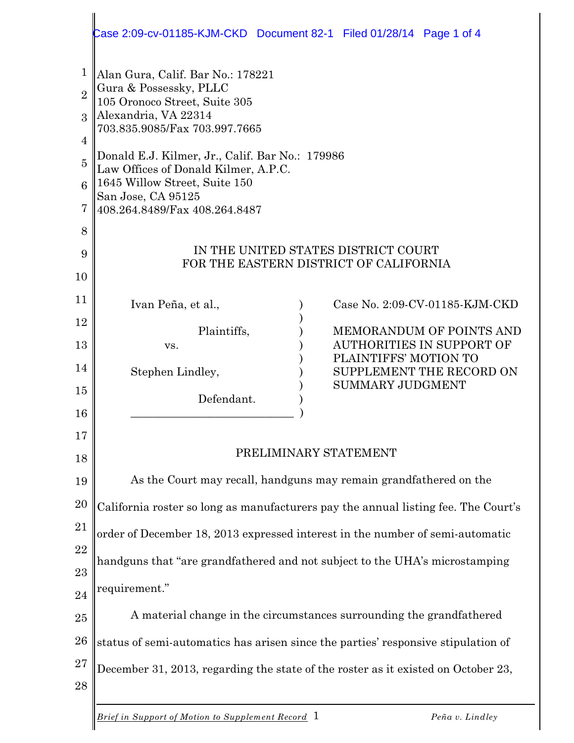Alan Gura, Calif. Bar No.: 178221
Gura & Possessky, PLLC
105 Oronoco Street, Suite 305
Alexandria, VA 22314
703.835.9085/Fax 703.997.7665

Donald E.J. Kilmer, Jr., Calif. Bar No.: 179986
Law Offices of Donald Kilmer, A.P.C.
1645 Willow Street, Suite 150
San Jose, CA 95125
408.264.8489/Fax 408.264.8487

IN THE UNITED STATES DISTRICT COURT
FOR THE EASTERN DISTRICT OF CALIFORNIA

| | |
|---|---|
| Ivan Peña, et al., Plaintiffs, vs. Stephen Lindley, Defendant. | Case No. 2:09-CV-01185-KJM-CKD<br><br>MEMORANDUM OF POINTS AND AUTHORITIES IN SUPPORT OF PLAINTIFFS' MOTION TO SUPPLEMENT THE RECORD ON SUMMARY JUDGMENT |

## PRELIMINARY STATEMENT

As the Court may recall, handguns may remain grandfathered on the California roster so long as manufacturers pay the annual listing fee. The Court's order of December 18, 2013 expressed interest in the number of semi-automatic handguns that "are grandfathered and not subject to the UHA's microstamping requirement."

A material change in the circumstances surrounding the grandfathered status of semi-automatics has arisen since the parties' responsive stipulation of December 31, 2013, regarding the state of the roster as it existed on October 23,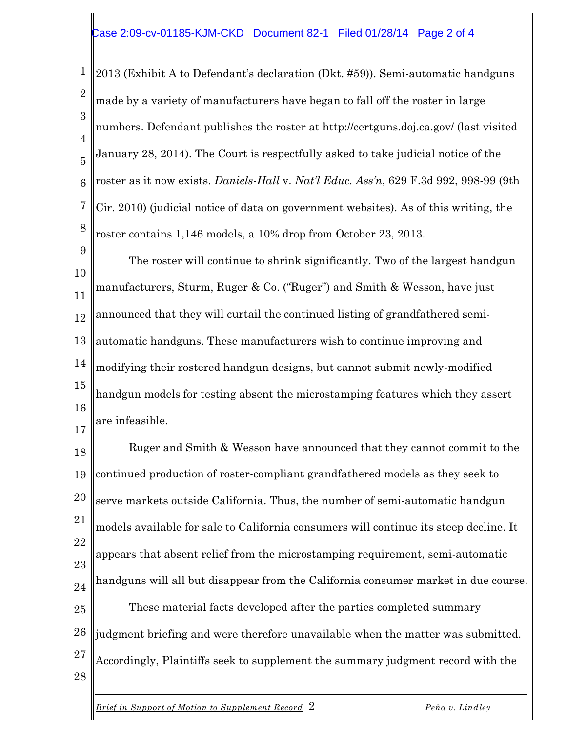2013 (Exhibit A to Defendant's declaration (Dkt. #59)). Semi-automatic handguns made by a variety of manufacturers have began to fall off the roster in large numbers. Defendant publishes the roster at http://certguns.doj.ca.gov/ (last visited January 28, 2014). The Court is respectfully asked to take judicial notice of the roster as it now exists. *Daniels-Hall* v. *Nat'l Educ. Ass'n*, 629 F.3d 992, 998-99 (9th Cir. 2010) (judicial notice of data on government websites). As of this writing, the roster contains 1,146 models, a 10% drop from October 23, 2013.

The roster will continue to shrink significantly. Two of the largest handgun manufacturers, Sturm, Ruger & Co. ("Ruger") and Smith & Wesson, have just announced that they will curtail the continued listing of grandfathered semi-automatic handguns. These manufacturers wish to continue improving and modifying their rostered handgun designs, but cannot submit newly-modified handgun models for testing absent the microstamping features which they assert are infeasible.

Ruger and Smith & Wesson have announced that they cannot commit to the continued production of roster-compliant grandfathered models as they seek to serve markets outside California. Thus, the number of semi-automatic handgun models available for sale to California consumers will continue its steep decline. It appears that absent relief from the microstamping requirement, semi-automatic handguns will all but disappear from the California consumer market in due course.

These material facts developed after the parties completed summary judgment briefing and were therefore unavailable when the matter was submitted. Accordingly, Plaintiffs seek to supplement the summary judgment record with the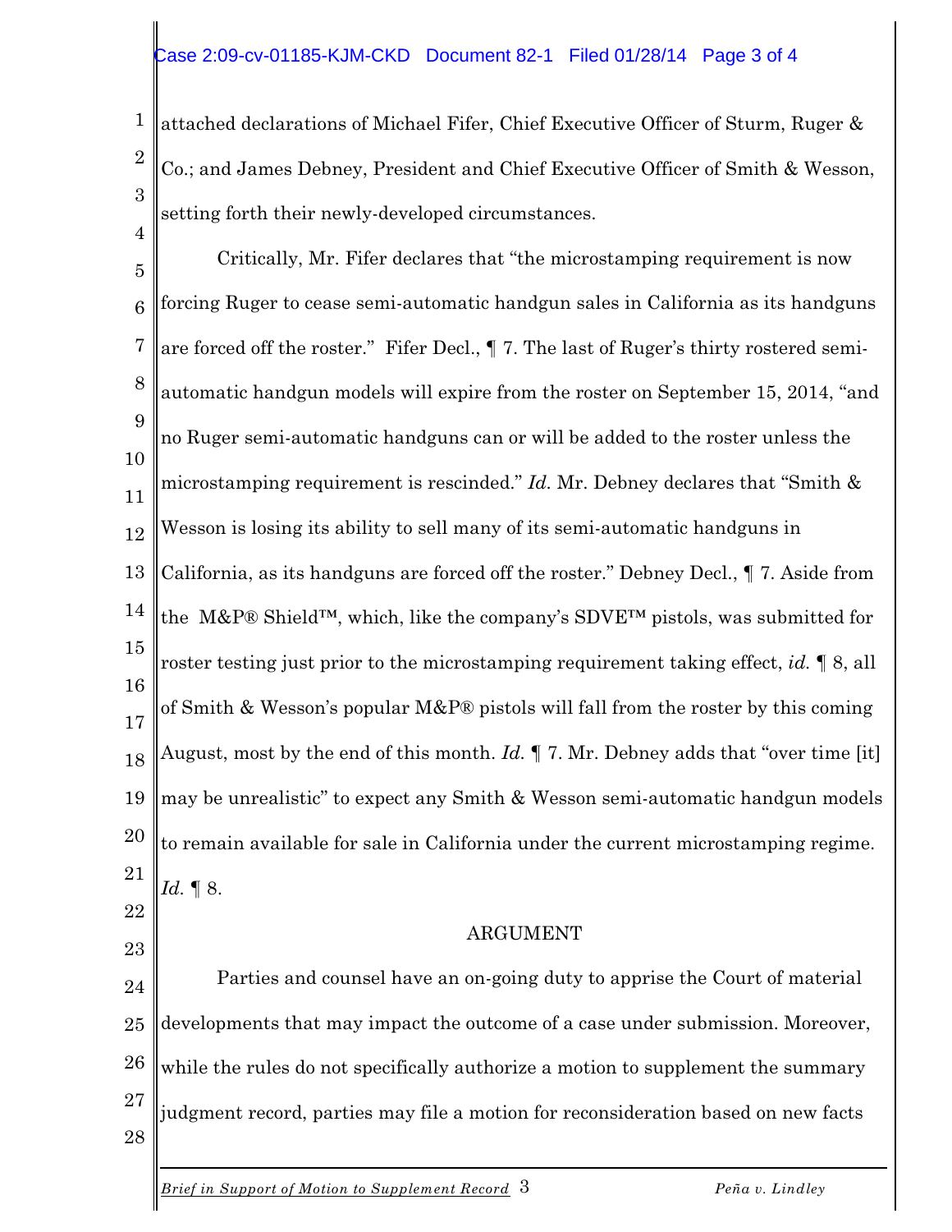attached declarations of Michael Fifer, Chief Executive Officer of Sturm, Ruger & Co.; and James Debney, President and Chief Executive Officer of Smith & Wesson, setting forth their newly-developed circumstances.

Critically, Mr. Fifer declares that "the microstamping requirement is now forcing Ruger to cease semi-automatic handgun sales in California as its handguns are forced off the roster." Fifer Decl., ¶ 7. The last of Ruger's thirty rostered semi-automatic handgun models will expire from the roster on September 15, 2014, "and no Ruger semi-automatic handguns can or will be added to the roster unless the microstamping requirement is rescinded." *Id.* Mr. Debney declares that "Smith & Wesson is losing its ability to sell many of its semi-automatic handguns in California, as its handguns are forced off the roster." Debney Decl., ¶ 7. Aside from the M&P® Shield™, which, like the company's SDVE™ pistols, was submitted for roster testing just prior to the microstamping requirement taking effect, *id.* ¶ 8, all of Smith & Wesson's popular M&P® pistols will fall from the roster by this coming August, most by the end of this month. *Id.* ¶ 7. Mr. Debney adds that "over time [it] may be unrealistic" to expect any Smith & Wesson semi-automatic handgun models to remain available for sale in California under the current microstamping regime. *Id.* ¶ 8.

ARGUMENT

Parties and counsel have an on-going duty to apprise the Court of material developments that may impact the outcome of a case under submission. Moreover, while the rules do not specifically authorize a motion to supplement the summary judgment record, parties may file a motion for reconsideration based on new facts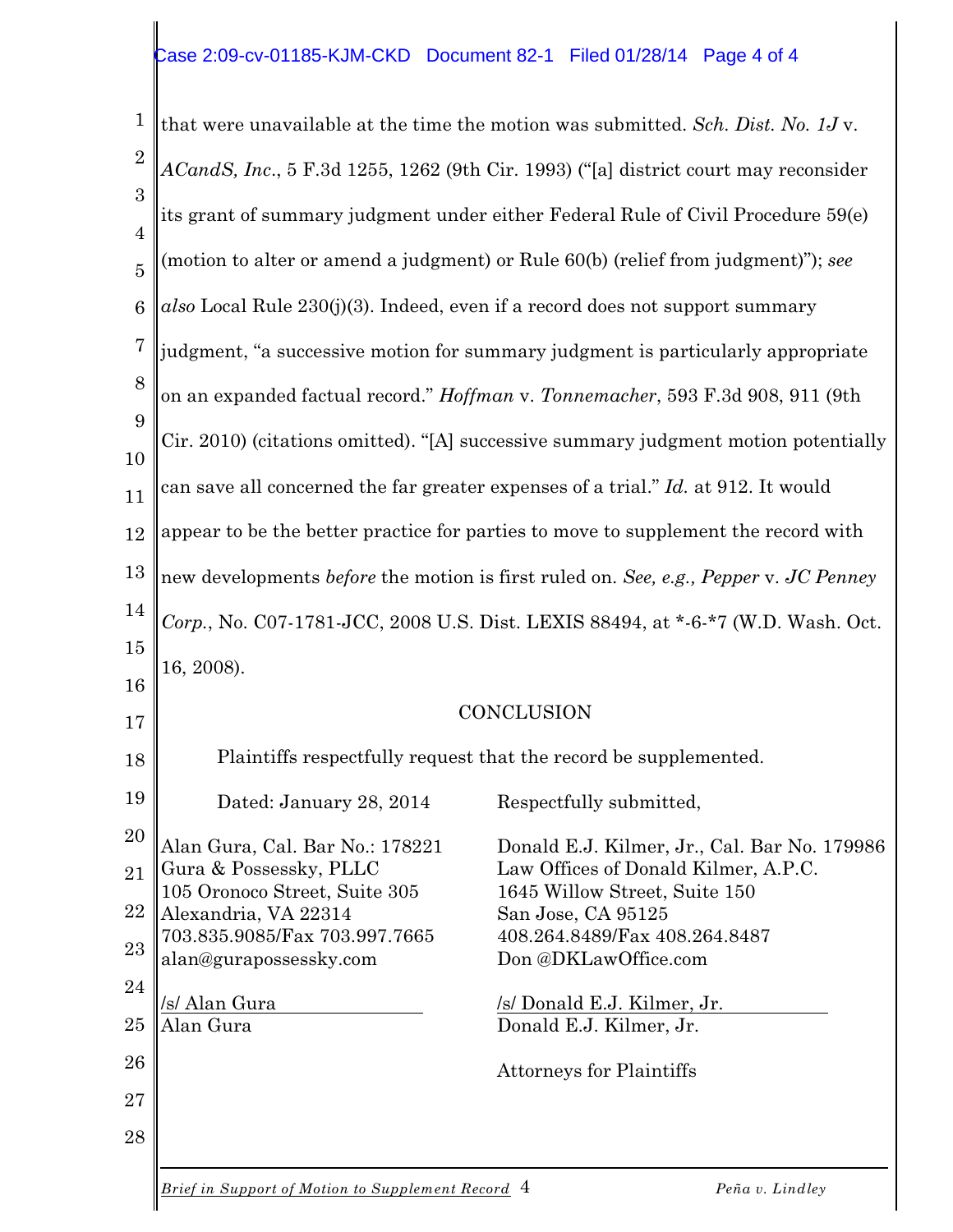that were unavailable at the time the motion was submitted. *Sch. Dist. No. 1J* v. *ACandS, Inc*., 5 F.3d 1255, 1262 (9th Cir. 1993) ("[a] district court may reconsider its grant of summary judgment under either Federal Rule of Civil Procedure 59(e) (motion to alter or amend a judgment) or Rule 60(b) (relief from judgment)"); *see also* Local Rule 230(j)(3). Indeed, even if a record does not support summary judgment, "a successive motion for summary judgment is particularly appropriate on an expanded factual record." *Hoffman* v. *Tonnemacher*, 593 F.3d 908, 911 (9th Cir. 2010) (citations omitted). "[A] successive summary judgment motion potentially can save all concerned the far greater expenses of a trial." *Id.* at 912. It would appear to be the better practice for parties to move to supplement the record with new developments *before* the motion is first ruled on. *See, e.g., Pepper* v. *JC Penney Corp.*, No. C07-1781-JCC, 2008 U.S. Dist. LEXIS 88494, at *-6-*7 (W.D. Wash. Oct. 16, 2008).

CONCLUSION

Plaintiffs respectfully request that the record be supplemented.

Dated: January 28, 2014

Respectfully submitted,

Alan Gura, Cal. Bar No.: 178221
Gura & Possessky, PLLC
105 Oronoco Street, Suite 305
Alexandria, VA 22314
703.835.9085/Fax 703.997.7665
alan@gurapossessky.com

/s/ Alan Gura
Alan Gura

Donald E.J. Kilmer, Jr., Cal. Bar No. 179986
Law Offices of Donald Kilmer, A.P.C.
1645 Willow Street, Suite 150
San Jose, CA 95125
408.264.8489/Fax 408.264.8487
Don @DKLawOffice.com

/s/ Donald E.J. Kilmer, Jr.
Donald E.J. Kilmer, Jr.

Attorneys for Plaintiffs